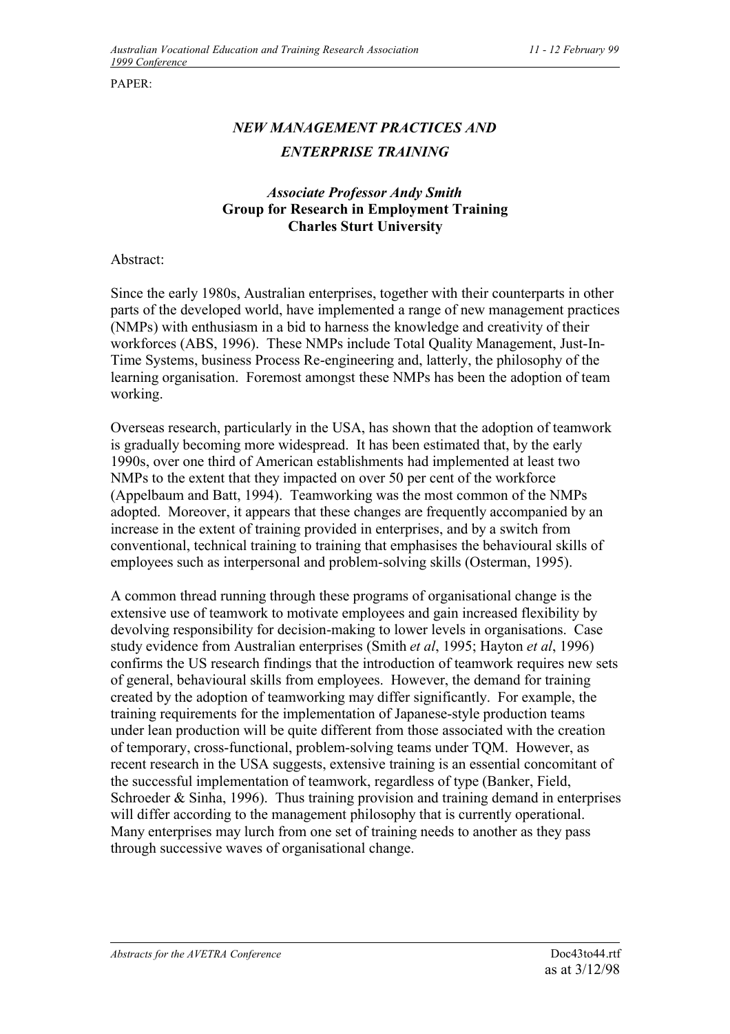PAPER:

# *NEW MANAGEMENT PRACTICES AND ENTERPRISE TRAINING*

***Associate Professor Andy Smith***
**Group for Research in Employment Training**
**Charles Sturt University**

Abstract:

Since the early 1980s, Australian enterprises, together with their counterparts in other parts of the developed world, have implemented a range of new management practices (NMPs) with enthusiasm in a bid to harness the knowledge and creativity of their workforces (ABS, 1996). These NMPs include Total Quality Management, Just-In-Time Systems, business Process Re-engineering and, latterly, the philosophy of the learning organisation. Foremost amongst these NMPs has been the adoption of team working.

Overseas research, particularly in the USA, has shown that the adoption of teamwork is gradually becoming more widespread. It has been estimated that, by the early 1990s, over one third of American establishments had implemented at least two NMPs to the extent that they impacted on over 50 per cent of the workforce (Appelbaum and Batt, 1994). Teamworking was the most common of the NMPs adopted. Moreover, it appears that these changes are frequently accompanied by an increase in the extent of training provided in enterprises, and by a switch from conventional, technical training to training that emphasises the behavioural skills of employees such as interpersonal and problem-solving skills (Osterman, 1995).

A common thread running through these programs of organisational change is the extensive use of teamwork to motivate employees and gain increased flexibility by devolving responsibility for decision-making to lower levels in organisations. Case study evidence from Australian enterprises (Smith *et al*, 1995; Hayton *et al*, 1996) confirms the US research findings that the introduction of teamwork requires new sets of general, behavioural skills from employees. However, the demand for training created by the adoption of teamworking may differ significantly. For example, the training requirements for the implementation of Japanese-style production teams under lean production will be quite different from those associated with the creation of temporary, cross-functional, problem-solving teams under TQM. However, as recent research in the USA suggests, extensive training is an essential concomitant of the successful implementation of teamwork, regardless of type (Banker, Field, Schroeder & Sinha, 1996). Thus training provision and training demand in enterprises will differ according to the management philosophy that is currently operational. Many enterprises may lurch from one set of training needs to another as they pass through successive waves of organisational change.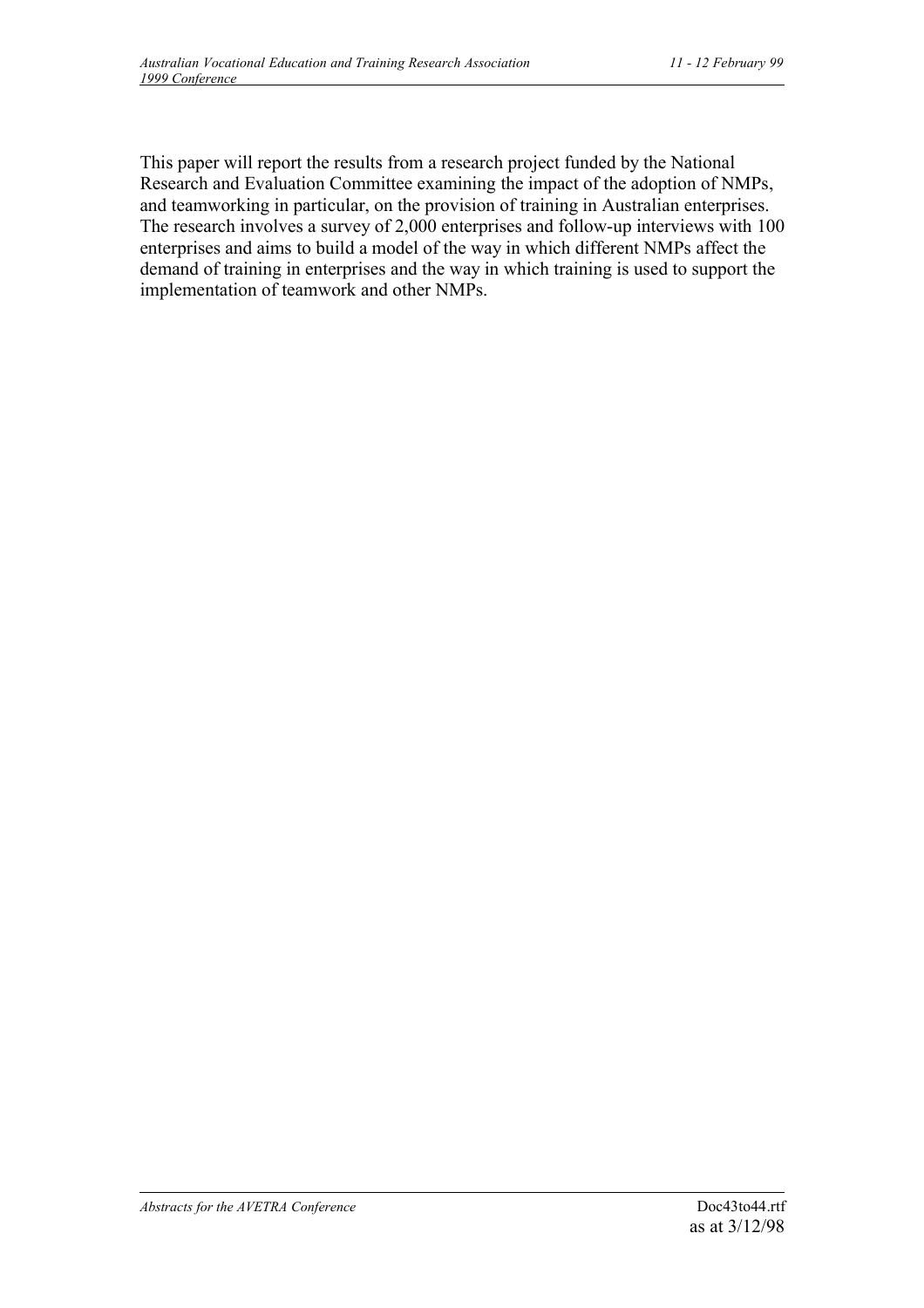This paper will report the results from a research project funded by the National Research and Evaluation Committee examining the impact of the adoption of NMPs, and teamworking in particular, on the provision of training in Australian enterprises. The research involves a survey of 2,000 enterprises and follow-up interviews with 100 enterprises and aims to build a model of the way in which different NMPs affect the demand of training in enterprises and the way in which training is used to support the implementation of teamwork and other NMPs.